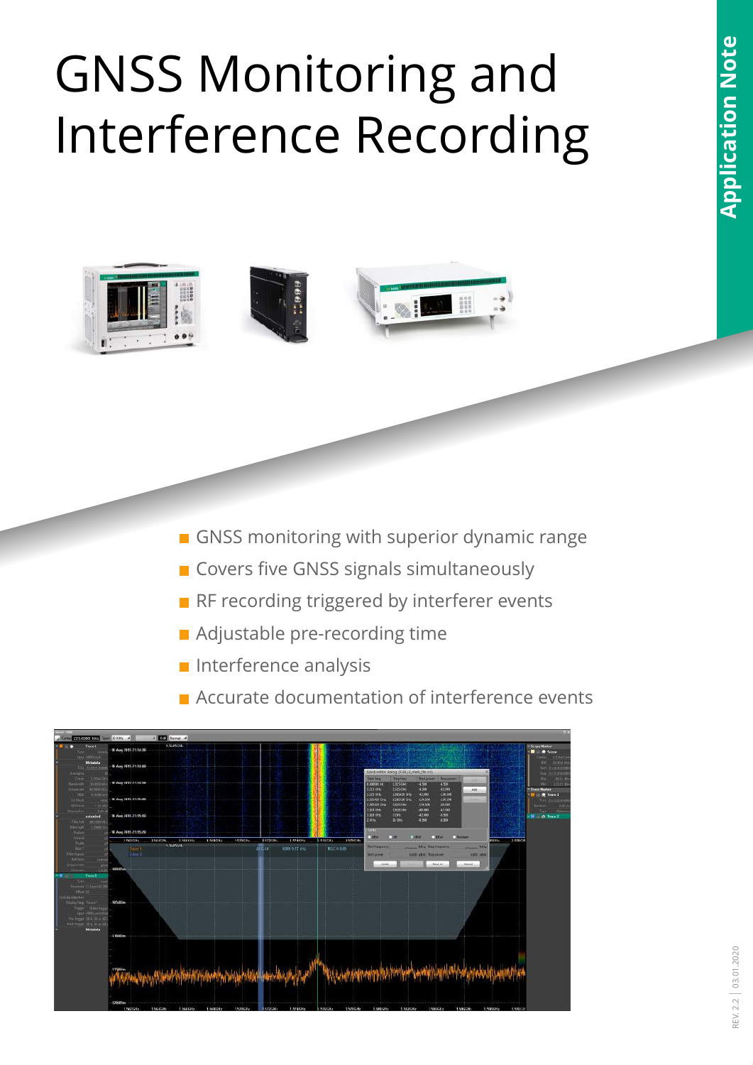# GNSS Monitoring and Interference Recording

Application Note

- GNSS monitoring with superior dynamic range
- Covers five GNSS signals simultaneously
- RF recording triggered by interferer events
- Adjustable pre-recording time
- Interference analysis
- Accurate documentation of interference events

REV. 2.2 | 03.01.2020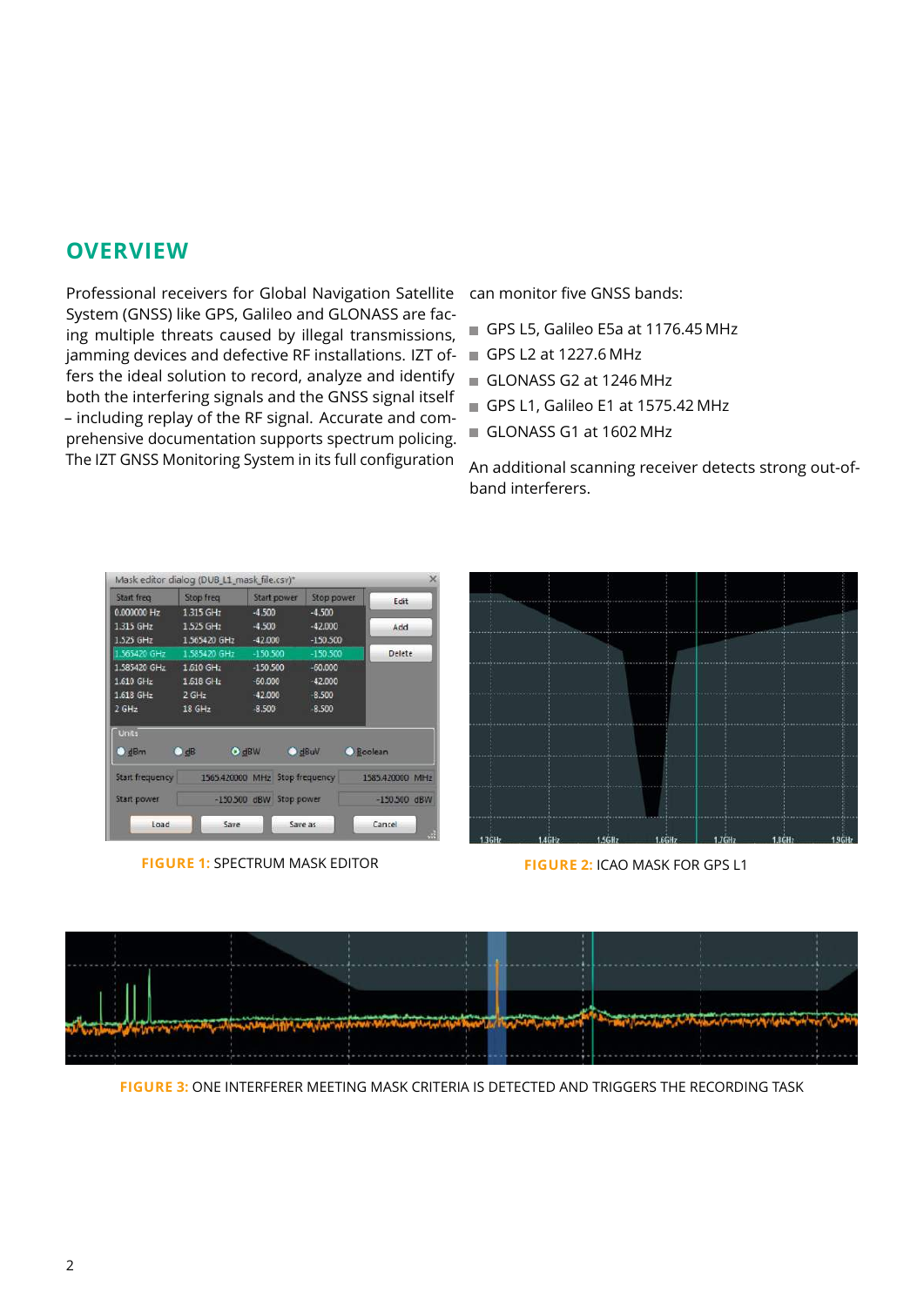## OVERVIEW

Professional receivers for Global Navigation Satellite System (GNSS) like GPS, Galileo and GLONASS are facing multiple threats caused by illegal transmissions, jamming devices and defective RF installations. IZT offers the ideal solution to record, analyze and identify both the interfering signals and the GNSS signal itself – including replay of the RF signal. Accurate and comprehensive documentation supports spectrum policing. The IZT GNSS Monitoring System in its full configuration can monitor five GNSS bands:

- GPS L5, Galileo E5a at 1176.45 MHz
- GPS L2 at 1227.6 MHz
- GLONASS G2 at 1246 MHz
- GPS L1, Galileo E1 at 1575.42 MHz
- GLONASS G1 at 1602 MHz

An additional scanning receiver detects strong out-of-band interferers.

FIGURE 1: SPECTRUM MASK EDITOR

FIGURE 2: ICAO MASK FOR GPS L1

FIGURE 3: ONE INTERFERER MEETING MASK CRITERIA IS DETECTED AND TRIGGERS THE RECORDING TASK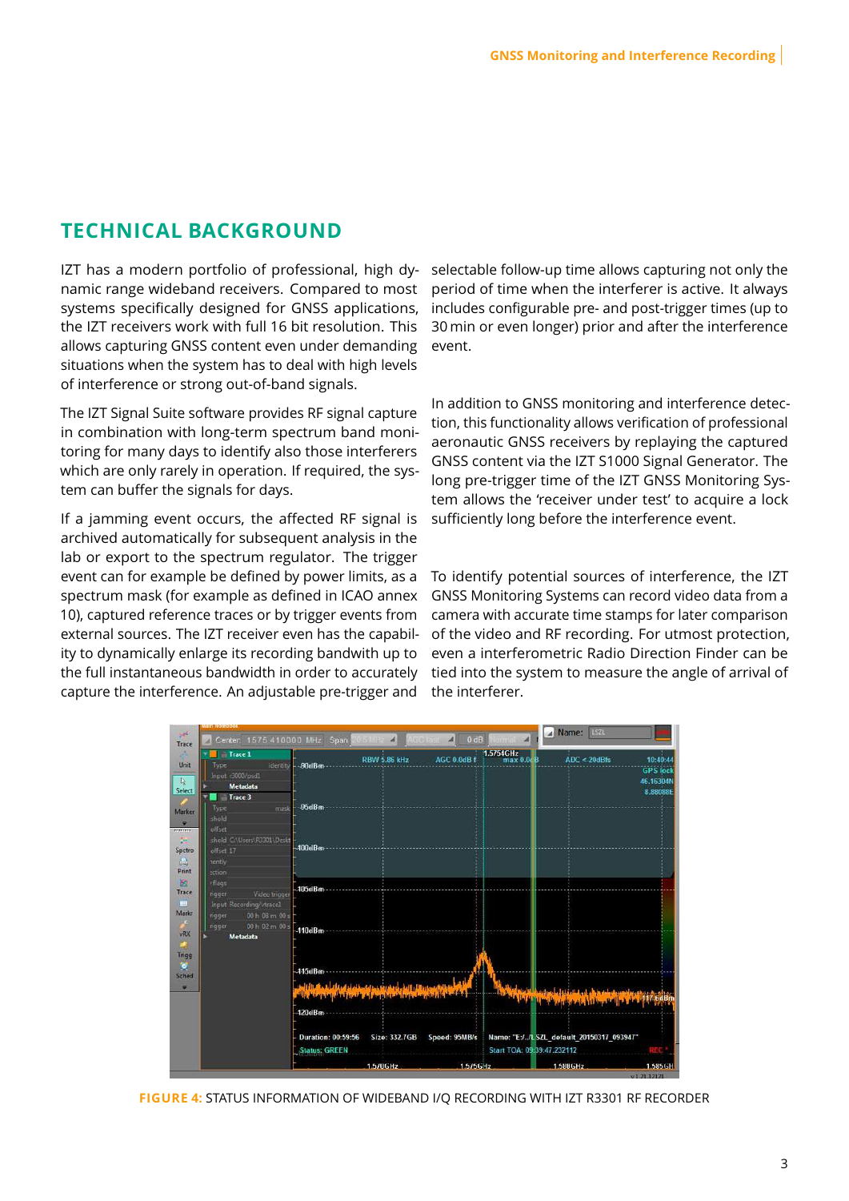## TECHNICAL BACKGROUND

IZT has a modern portfolio of professional, high dynamic range wideband receivers. Compared to most systems specifically designed for GNSS applications, the IZT receivers work with full 16 bit resolution. This allows capturing GNSS content even under demanding situations when the system has to deal with high levels of interference or strong out-of-band signals.

The IZT Signal Suite software provides RF signal capture in combination with long-term spectrum band monitoring for many days to identify also those interferers which are only rarely in operation. If required, the system can buffer the signals for days.

If a jamming event occurs, the affected RF signal is archived automatically for subsequent analysis in the lab or export to the spectrum regulator. The trigger event can for example be defined by power limits, as a spectrum mask (for example as defined in ICAO annex 10), captured reference traces or by trigger events from external sources. The IZT receiver even has the capability to dynamically enlarge its recording bandwith up to the full instantaneous bandwidth in order to accurately capture the interference. An adjustable pre-trigger and selectable follow-up time allows capturing not only the period of time when the interferer is active. It always includes configurable pre- and post-trigger times (up to 30 min or even longer) prior and after the interference event.

In addition to GNSS monitoring and interference detection, this functionality allows verification of professional aeronautic GNSS receivers by replaying the captured GNSS content via the IZT S1000 Signal Generator. The long pre-trigger time of the IZT GNSS Monitoring System allows the 'receiver under test' to acquire a lock sufficiently long before the interference event.

To identify potential sources of interference, the IZT GNSS Monitoring Systems can record video data from a camera with accurate time stamps for later comparison of the video and RF recording. For utmost protection, even a interferometric Radio Direction Finder can be tied into the system to measure the angle of arrival of the interferer.

**FIGURE 4:** STATUS INFORMATION OF WIDEBAND I/Q RECORDING WITH IZT R3301 RF RECORDER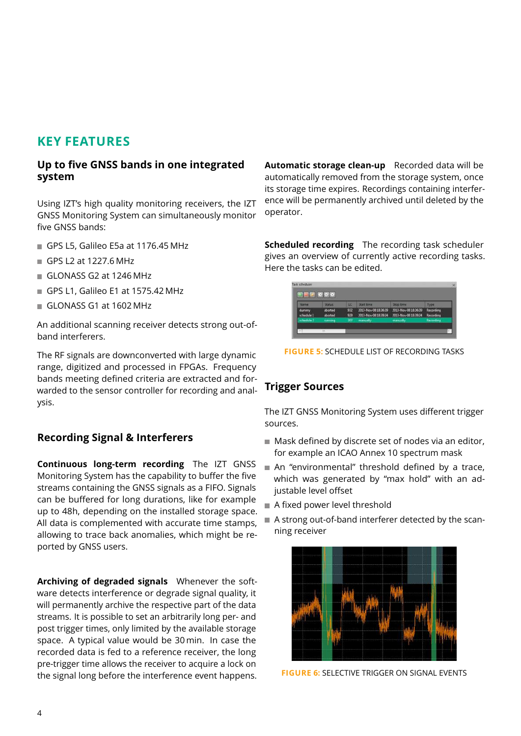## KEY FEATURES

### Up to five GNSS bands in one integrated system

Using IZT's high quality monitoring receivers, the IZT GNSS Monitoring System can simultaneously monitor five GNSS bands:

- GPS L5, Galileo E5a at 1176.45 MHz
- GPS L2 at 1227.6 MHz
- GLONASS G2 at 1246 MHz
- GPS L1, Galileo E1 at 1575.42 MHz
- GLONASS G1 at 1602 MHz

An additional scanning receiver detects strong out-of-band interferers.

The RF signals are downconverted with large dynamic range, digitized and processed in FPGAs. Frequency bands meeting defined criteria are extracted and forwarded to the sensor controller for recording and analysis.

### Recording Signal & Interferers

**Continuous long-term recording** The IZT GNSS Monitoring System has the capability to buffer the five streams containing the GNSS signals as a FIFO. Signals can be buffered for long durations, like for example up to 48h, depending on the installed storage space. All data is complemented with accurate time stamps, allowing to trace back anomalies, which might be reported by GNSS users.

**Archiving of degraded signals** Whenever the software detects interference or degrade signal quality, it will permanently archive the respective part of the data streams. It is possible to set an arbitrarily long per- and post trigger times, only limited by the available storage space. A typical value would be 30 min. In case the recorded data is fed to a reference receiver, the long pre-trigger time allows the receiver to acquire a lock on the signal long before the interference event happens.

**Automatic storage clean-up** Recorded data will be automatically removed from the storage system, once its storage time expires. Recordings containing interference will be permanently archived until deleted by the operator.

**Scheduled recording** The recording task scheduler gives an overview of currently active recording tasks. Here the tasks can be edited.

FIGURE 5: SCHEDULE LIST OF RECORDING TASKS

### Trigger Sources

The IZT GNSS Monitoring System uses different trigger sources.

- Mask defined by discrete set of nodes via an editor, for example an ICAO Annex 10 spectrum mask
- An "environmental" threshold defined by a trace, which was generated by "max hold" with an adjustable level offset
- A fixed power level threshold
- A strong out-of-band interferer detected by the scanning receiver

FIGURE 6: SELECTIVE TRIGGER ON SIGNAL EVENTS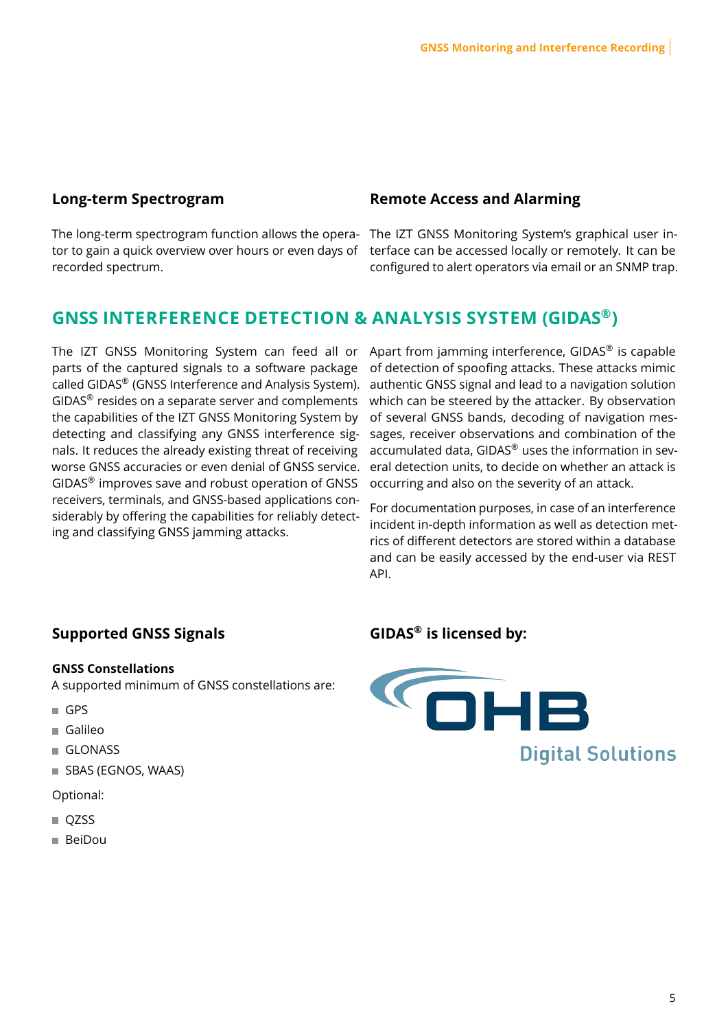## Long-term Spectrogram

The long-term spectrogram function allows the operator to gain a quick overview over hours or even days of recorded spectrum.

## Remote Access and Alarming

The IZT GNSS Monitoring System's graphical user interface can be accessed locally or remotely. It can be configured to alert operators via email or an SNMP trap.

# GNSS INTERFERENCE DETECTION & ANALYSIS SYSTEM (GIDAS®)

The IZT GNSS Monitoring System can feed all or parts of the captured signals to a software package called GIDAS® (GNSS Interference and Analysis System). GIDAS® resides on a separate server and complements the capabilities of the IZT GNSS Monitoring System by detecting and classifying any GNSS interference signals. It reduces the already existing threat of receiving worse GNSS accuracies or even denial of GNSS service. GIDAS® improves save and robust operation of GNSS receivers, terminals, and GNSS-based applications considerably by offering the capabilities for reliably detecting and classifying GNSS jamming attacks.

Apart from jamming interference, GIDAS® is capable of detection of spoofing attacks. These attacks mimic authentic GNSS signal and lead to a navigation solution which can be steered by the attacker. By observation of several GNSS bands, decoding of navigation messages, receiver observations and combination of the accumulated data, GIDAS® uses the information in several detection units, to decide on whether an attack is occurring and also on the severity of an attack.

For documentation purposes, in case of an interference incident in-depth information as well as detection metrics of different detectors are stored within a database and can be easily accessed by the end-user via REST API.

## Supported GNSS Signals

**GNSS Constellations**

A supported minimum of GNSS constellations are:

- GPS
- Galileo
- GLONASS
- SBAS (EGNOS, WAAS)

Optional:

- QZSS
- BeiDou

## GIDAS® is licensed by:

OHB Digital Solutions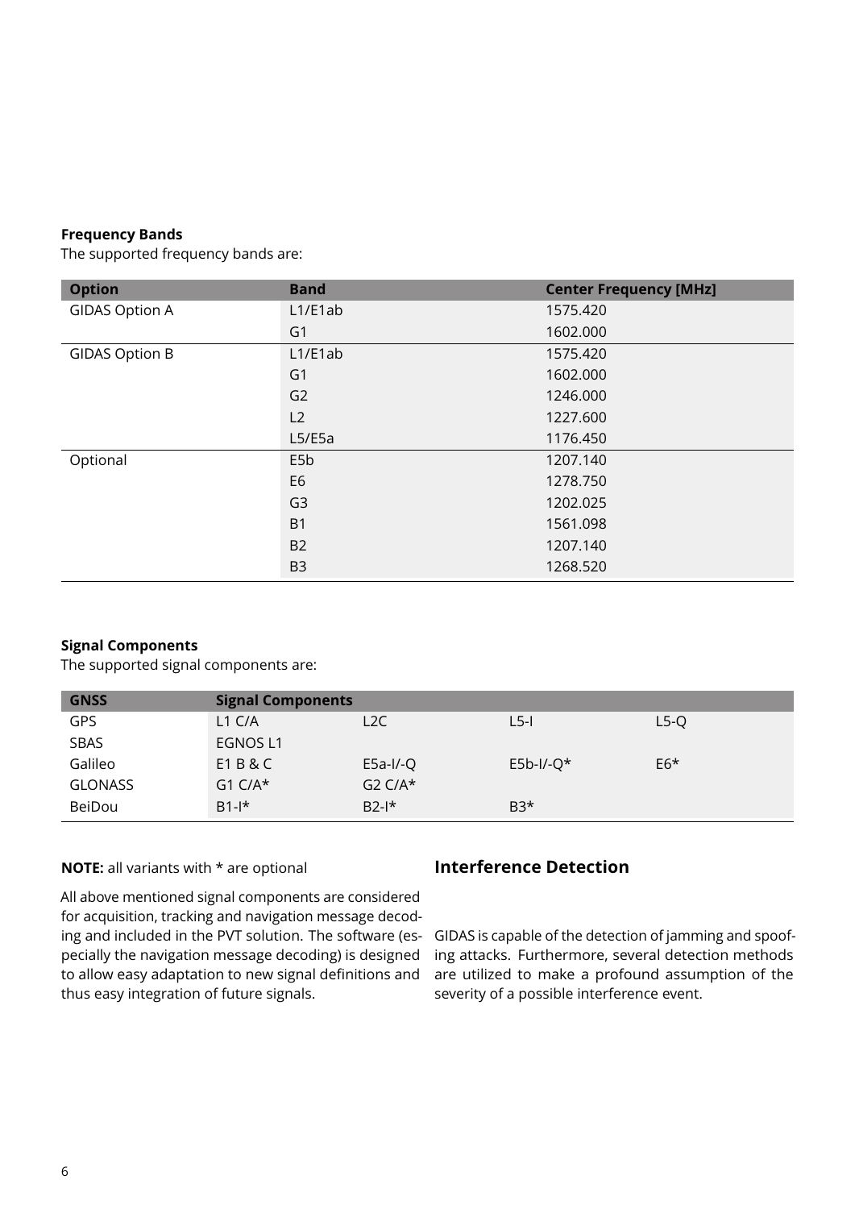**Frequency Bands**

The supported frequency bands are:

| Option | Band | Center Frequency [MHz] |
|---|---|---|
| GIDAS Option A | L1/E1ab | 1575.420 |
| | G1 | 1602.000 |
| GIDAS Option B | L1/E1ab | 1575.420 |
| | G1 | 1602.000 |
| | G2 | 1246.000 |
| | L2 | 1227.600 |
| | L5/E5a | 1176.450 |
| Optional | E5b | 1207.140 |
| | E6 | 1278.750 |
| | G3 | 1202.025 |
| | B1 | 1561.098 |
| | B2 | 1207.140 |
| | B3 | 1268.520 |

**Signal Components**

The supported signal components are:

| GNSS | Signal Components | | | |
|---|---|---|---|---|
| GPS | L1 C/A | L2C | L5-I | L5-Q |
| SBAS | EGNOS L1 | | | |
| Galileo | E1 B & C | E5a-I/-Q | E5b-I/-Q* | E6* |
| GLONASS | G1 C/A* | G2 C/A* | | |
| BeiDou | B1-I* | B2-I* | B3* | |

**NOTE:** all variants with * are optional

All above mentioned signal components are considered for acquisition, tracking and navigation message decoding and included in the PVT solution. The software (especially the navigation message decoding) is designed to allow easy adaptation to new signal definitions and thus easy integration of future signals.

## Interference Detection

GIDAS is capable of the detection of jamming and spoofing attacks. Furthermore, several detection methods are utilized to make a profound assumption of the severity of a possible interference event.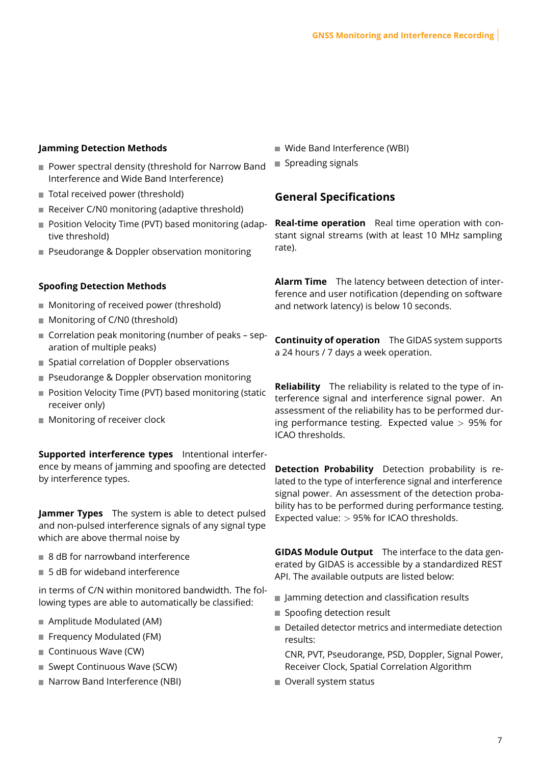### Jamming Detection Methods

- Power spectral density (threshold for Narrow Band Interference and Wide Band Interference)
- Total received power (threshold)
- Receiver C/N0 monitoring (adaptive threshold)
- Position Velocity Time (PVT) based monitoring (adaptive threshold)
- Pseudorange & Doppler observation monitoring

### Spoofing Detection Methods

- Monitoring of received power (threshold)
- Monitoring of C/N0 (threshold)
- Correlation peak monitoring (number of peaks – separation of multiple peaks)
- Spatial correlation of Doppler observations
- Pseudorange & Doppler observation monitoring
- Position Velocity Time (PVT) based monitoring (static receiver only)
- Monitoring of receiver clock

**Supported interference types** Intentional interference by means of jamming and spoofing are detected by interference types.

**Jammer Types** The system is able to detect pulsed and non-pulsed interference signals of any signal type which are above thermal noise by

- 8 dB for narrowband interference
- 5 dB for wideband interference

in terms of C/N within monitored bandwidth. The following types are able to automatically be classified:

- Amplitude Modulated (AM)
- Frequency Modulated (FM)
- Continuous Wave (CW)
- Swept Continuous Wave (SCW)
- Narrow Band Interference (NBI)
- Wide Band Interference (WBI)
- Spreading signals

## General Specifications

**Real-time operation** Real time operation with constant signal streams (with at least 10 MHz sampling rate).

**Alarm Time** The latency between detection of interference and user notification (depending on software and network latency) is below 10 seconds.

**Continuity of operation** The GIDAS system supports a 24 hours / 7 days a week operation.

**Reliability** The reliability is related to the type of interference signal and interference signal power. An assessment of the reliability has to be performed during performance testing. Expected value $>$ 95% for ICAO thresholds.

**Detection Probability** Detection probability is related to the type of interference signal and interference signal power. An assessment of the detection probability has to be performed during performance testing. Expected value: $>$ 95% for ICAO thresholds.

**GIDAS Module Output** The interface to the data generated by GIDAS is accessible by a standardized REST API. The available outputs are listed below:

- Jamming detection and classification results
- Spoofing detection result
- Detailed detector metrics and intermediate detection results:

  CNR, PVT, Pseudorange, PSD, Doppler, Signal Power, Receiver Clock, Spatial Correlation Algorithm
- Overall system status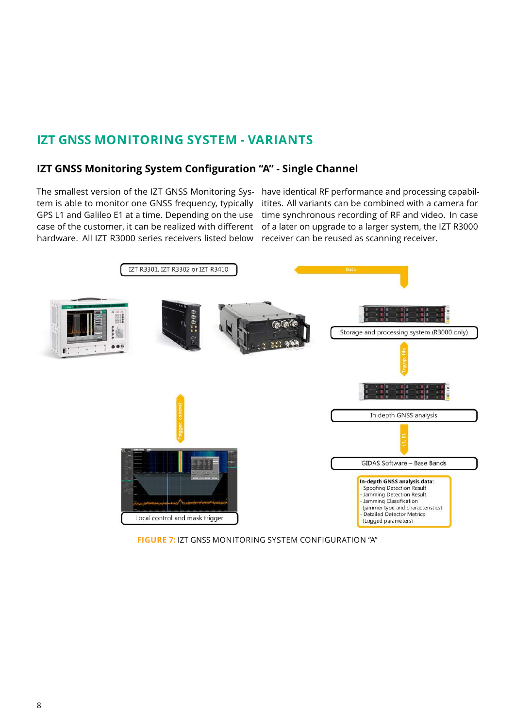## IZT GNSS MONITORING SYSTEM - VARIANTS

### IZT GNSS Monitoring System Configuration "A" - Single Channel

The smallest version of the IZT GNSS Monitoring System is able to monitor one GNSS frequency, typically GPS L1 and Galileo E1 at a time. Depending on the use case of the customer, it can be realized with different hardware. All IZT R3000 series receivers listed below have identical RF performance and processing capabilitites. All variants can be combined with a camera for time synchronous recording of RF and video. In case of a later on upgrade to a larger system, the IZT R3000 receiver can be reused as scanning receiver.

IZT R3301, IZT R3302 or IZT R3410

Data

Storage and processing system (R3000 only)

Tcp/ip, file

In depth GNSS analysis

L1, E1

GIDAS Software – Base Bands

Trigger, control

Local control and mask trigger

**In-depth GNSS analysis data:**
- Spoofing Detection Result
- Jamming Detection Result
- Jamming Classification (jammer type and characteristics)
- Detailed Detector Metrics (Logged parameters)

**FIGURE 7:** IZT GNSS MONITORING SYSTEM CONFIGURATION "A"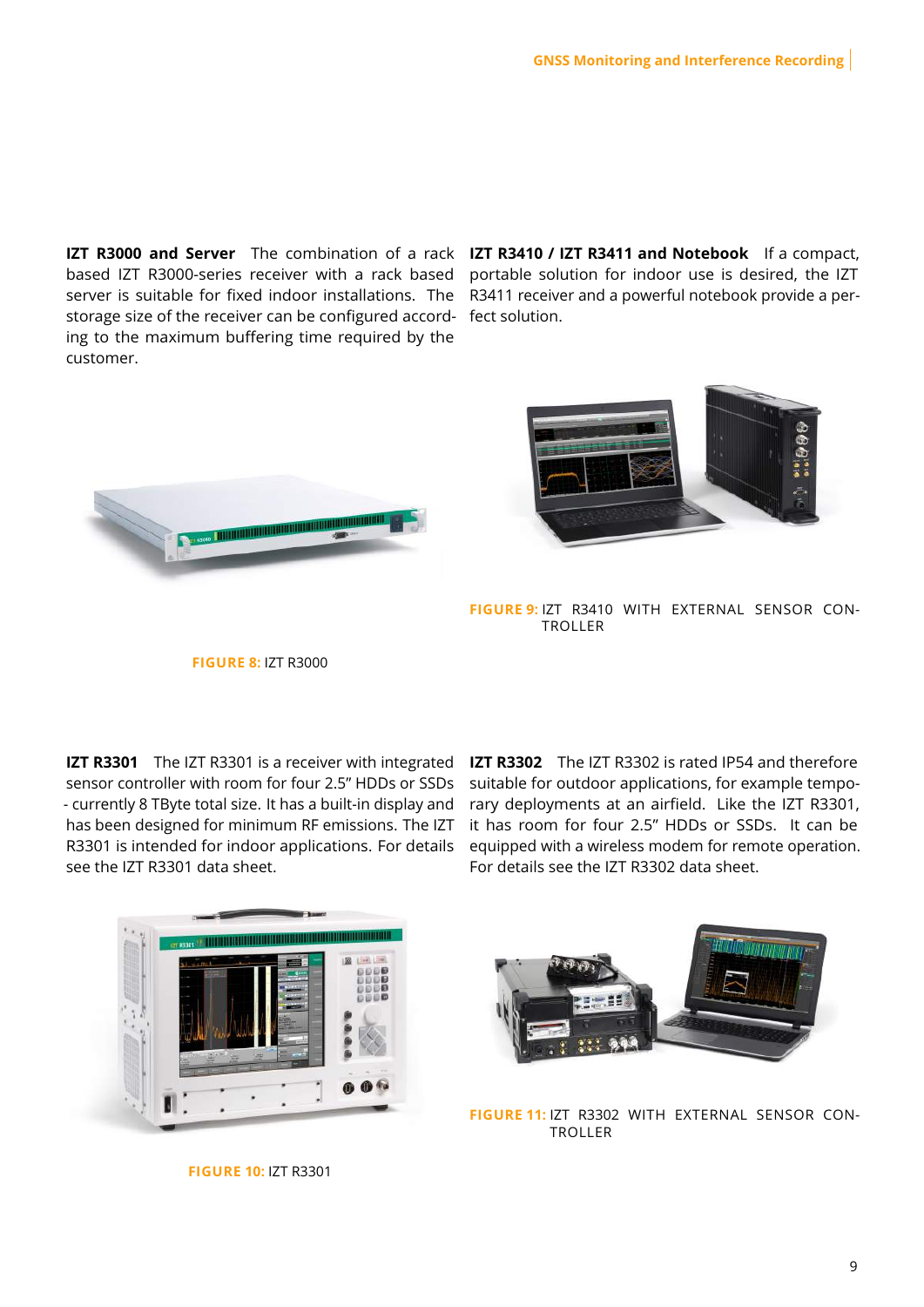**IZT R3000 and Server** The combination of a rack based IZT R3000-series receiver with a rack based server is suitable for fixed indoor installations. The storage size of the receiver can be configured according to the maximum buffering time required by the customer.

**FIGURE 8:** IZT R3000

**IZT R3410 / IZT R3411 and Notebook** If a compact, portable solution for indoor use is desired, the IZT R3411 receiver and a powerful notebook provide a perfect solution.

**FIGURE 9:** IZT R3410 WITH EXTERNAL SENSOR CONTROLLER

**IZT R3301** The IZT R3301 is a receiver with integrated sensor controller with room for four 2.5" HDDs or SSDs - currently 8 TByte total size. It has a built-in display and has been designed for minimum RF emissions. The IZT R3301 is intended for indoor applications. For details see the IZT R3301 data sheet.

**FIGURE 10:** IZT R3301

**IZT R3302** The IZT R3302 is rated IP54 and therefore suitable for outdoor applications, for example temporary deployments at an airfield. Like the IZT R3301, it has room for four 2.5" HDDs or SSDs. It can be equipped with a wireless modem for remote operation. For details see the IZT R3302 data sheet.

**FIGURE 11:** IZT R3302 WITH EXTERNAL SENSOR CONTROLLER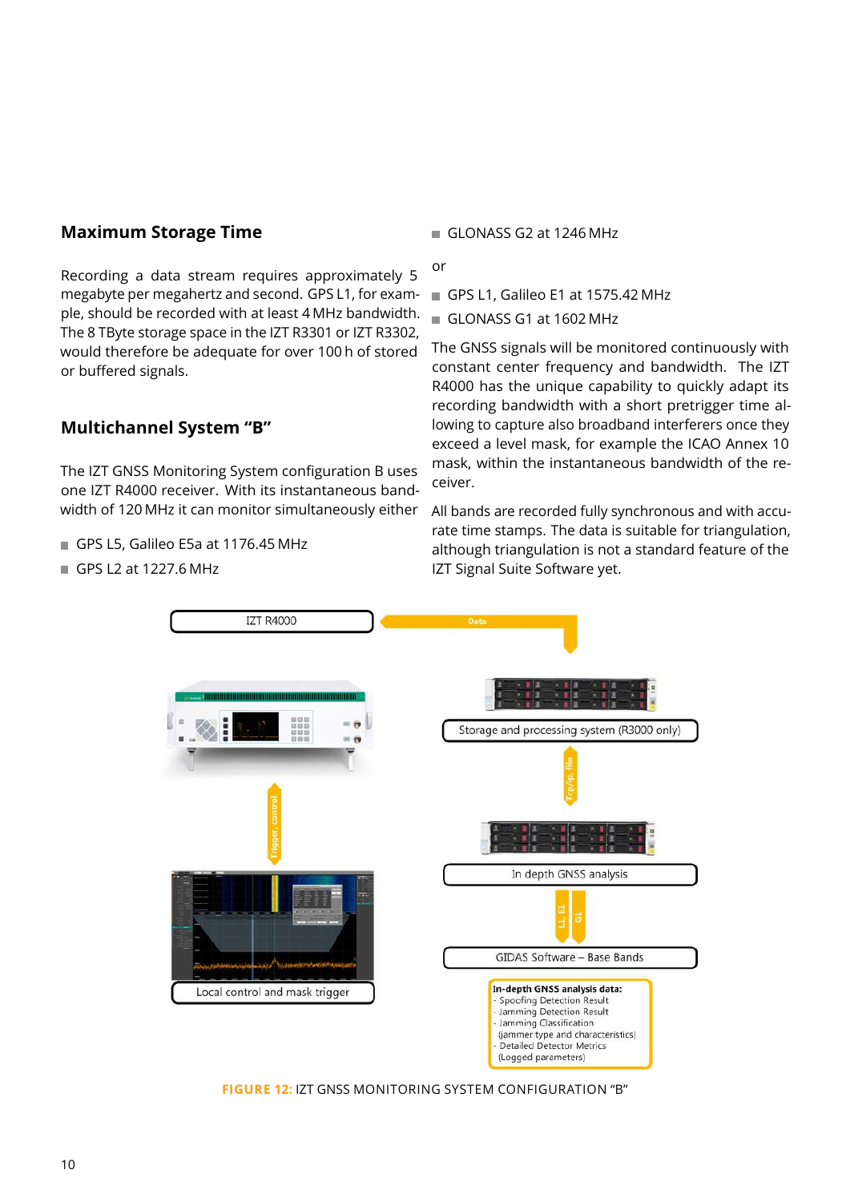## Maximum Storage Time

Recording a data stream requires approximately 5 megabyte per megahertz and second. GPS L1, for example, should be recorded with at least 4 MHz bandwidth. The 8 TByte storage space in the IZT R3301 or IZT R3302, would therefore be adequate for over 100 h of stored or buffered signals.

## Multichannel System "B"

The IZT GNSS Monitoring System configuration B uses one IZT R4000 receiver. With its instantaneous bandwidth of 120 MHz it can monitor simultaneously either

- GPS L5, Galileo E5a at 1176.45 MHz
- GPS L2 at 1227.6 MHz
- GLONASS G2 at 1246 MHz

or

- GPS L1, Galileo E1 at 1575.42 MHz
- GLONASS G1 at 1602 MHz

The GNSS signals will be monitored continuously with constant center frequency and bandwidth. The IZT R4000 has the unique capability to quickly adapt its recording bandwidth with a short pretrigger time allowing to capture also broadband interferers once they exceed a level mask, for example the ICAO Annex 10 mask, within the instantaneous bandwidth of the receiver.

All bands are recorded fully synchronous and with accurate time stamps. The data is suitable for triangulation, although triangulation is not a standard feature of the IZT Signal Suite Software yet.

IZT R4000

Data

Storage and processing system (R3000 only)

Tcp/ip, file

Trigger, control

In depth GNSS analysis

L1, E1

G1

GIDAS Software – Base Bands

Local control and mask trigger

**In-depth GNSS analysis data:**
- Spoofing Detection Result
- Jamming Detection Result
- Jamming Classification (jammer type and characteristics)
- Detailed Detector Metrics (Logged parameters)

FIGURE 12: IZT GNSS MONITORING SYSTEM CONFIGURATION "B"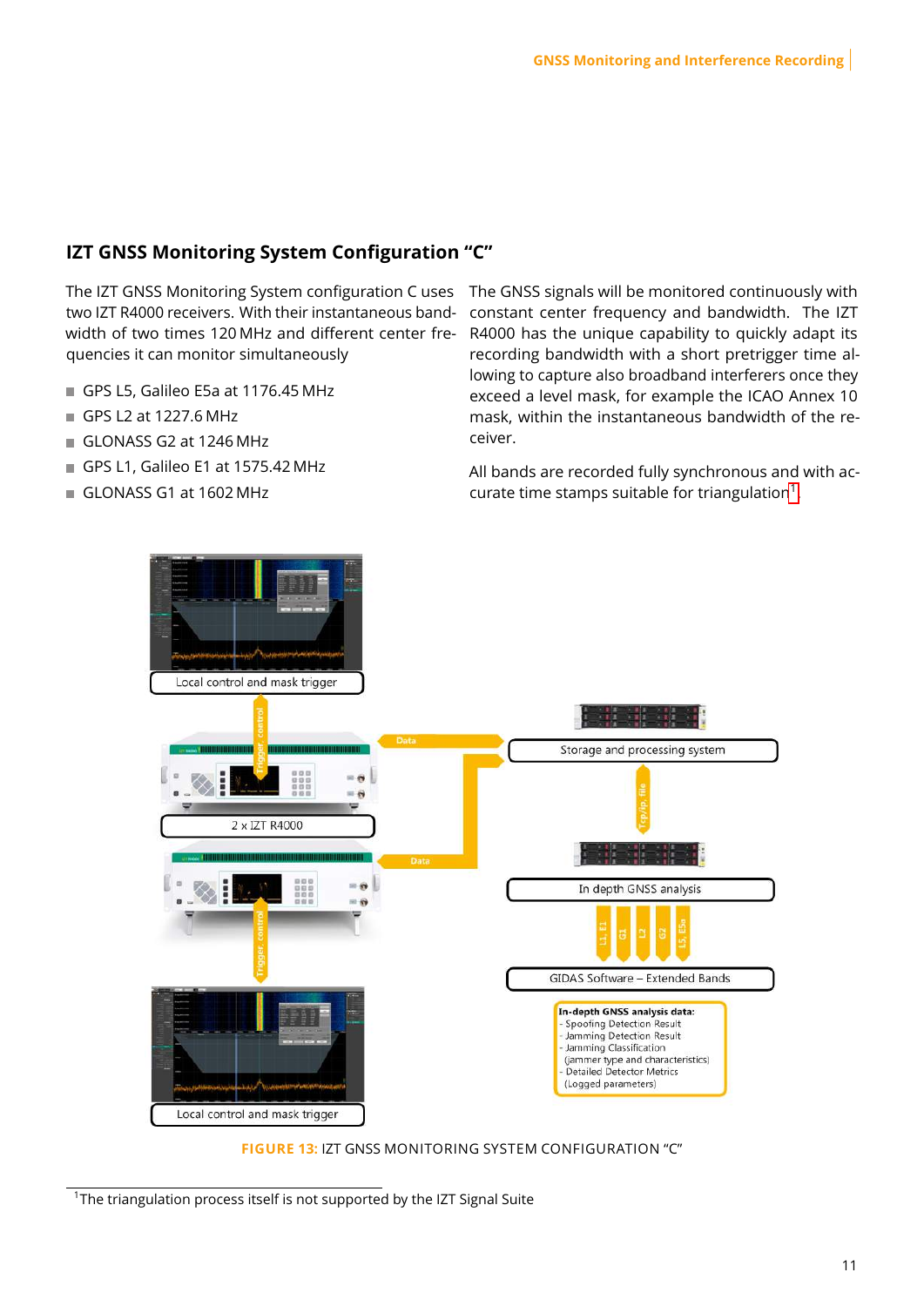## IZT GNSS Monitoring System Configuration "C"

The IZT GNSS Monitoring System configuration C uses two IZT R4000 receivers. With their instantaneous bandwidth of two times 120 MHz and different center frequencies it can monitor simultaneously

- GPS L5, Galileo E5a at 1176.45 MHz
- GPS L2 at 1227.6 MHz
- GLONASS G2 at 1246 MHz
- GPS L1, Galileo E1 at 1575.42 MHz
- GLONASS G1 at 1602 MHz

The GNSS signals will be monitored continuously with constant center frequency and bandwidth. The IZT R4000 has the unique capability to quickly adapt its recording bandwidth with a short pretrigger time allowing to capture also broadband interferers once they exceed a level mask, for example the ICAO Annex 10 mask, within the instantaneous bandwidth of the receiver.

All bands are recorded fully synchronous and with accurate time stamps suitable for triangulation[1].

FIGURE 13: IZT GNSS MONITORING SYSTEM CONFIGURATION "C"

[1] The triangulation process itself is not supported by the IZT Signal Suite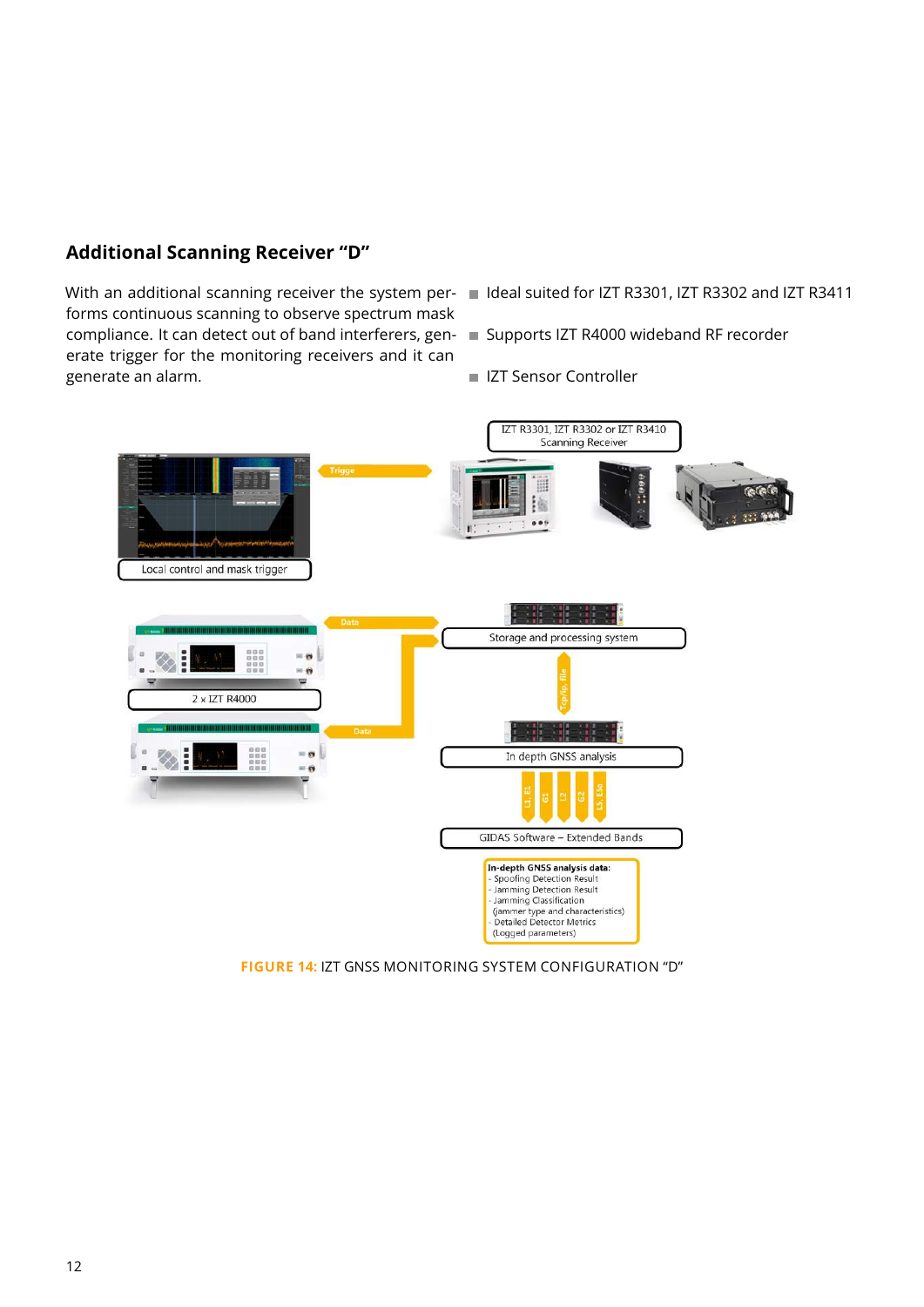## Additional Scanning Receiver "D"

With an additional scanning receiver the system performs continuous scanning to observe spectrum mask compliance. It can detect out of band interferers, generate trigger for the monitoring receivers and it can generate an alarm.

- Ideal suited for IZT R3301, IZT R3302 and IZT R3411
- Supports IZT R4000 wideband RF recorder
- IZT Sensor Controller

IZT R3301, IZT R3302 or IZT R3410 Scanning Receiver

Trigger

Local control and mask trigger

Data

Storage and processing system

2 x IZT R4000

Data

Tcp/ip, file

In depth GNSS analysis

L1, E1

G1

L2

G2

L5, E5a

GIDAS Software – Extended Bands

**In-depth GNSS analysis data:**
- Spoofing Detection Result
- Jamming Detection Result
- Jamming Classification (jammer type and characteristics)
- Detailed Detector Metrics (Logged parameters)

**FIGURE 14:** IZT GNSS MONITORING SYSTEM CONFIGURATION "D"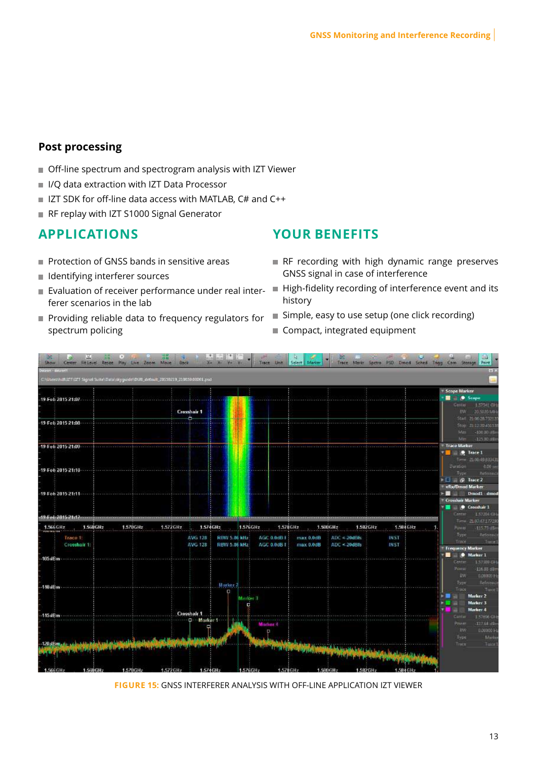### Post processing

- Off-line spectrum and spectrogram analysis with IZT Viewer
- I/Q data extraction with IZT Data Processor
- IZT SDK for off-line data access with MATLAB, C# and C++
- RF replay with IZT S1000 Signal Generator

## APPLICATIONS

- Protection of GNSS bands in sensitive areas
- Identifying interferer sources
- Evaluation of receiver performance under real interferer scenarios in the lab
- Providing reliable data to frequency regulators for spectrum policing

## YOUR BENEFITS

- RF recording with high dynamic range preserves GNSS signal in case of interference
- High-fidelity recording of interference event and its history
- Simple, easy to use setup (one click recording)
- Compact, integrated equipment

**FIGURE 15:** GNSS INTERFERER ANALYSIS WITH OFF-LINE APPLICATION IZT VIEWER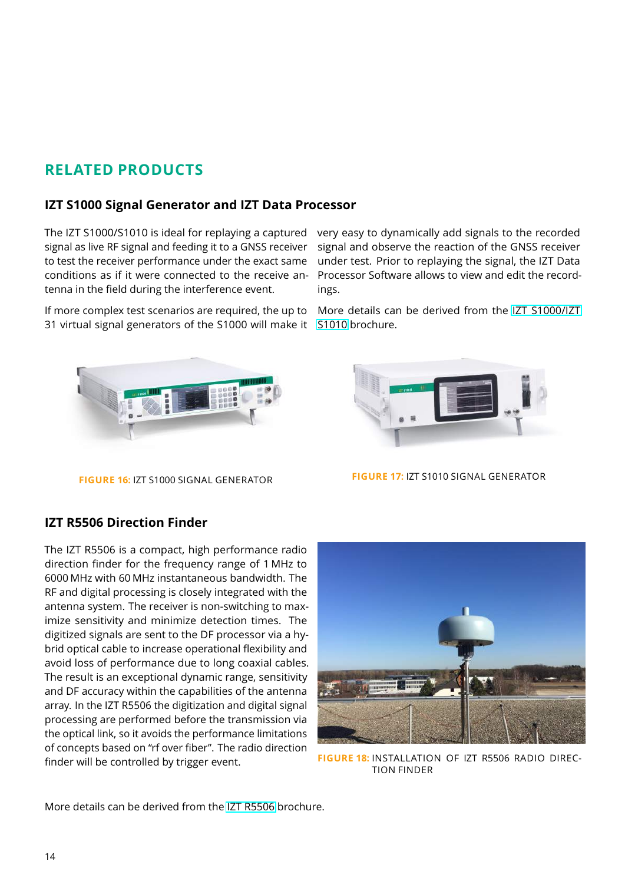## RELATED PRODUCTS

### IZT S1000 Signal Generator and IZT Data Processor

The IZT S1000/S1010 is ideal for replaying a captured signal as live RF signal and feeding it to a GNSS receiver to test the receiver performance under the exact same conditions as if it were connected to the receive antenna in the field during the interference event.

If more complex test scenarios are required, the up to 31 virtual signal generators of the S1000 will make it very easy to dynamically add signals to the recorded signal and observe the reaction of the GNSS receiver under test. Prior to replaying the signal, the IZT Data Processor Software allows to view and edit the recordings.

More details can be derived from the IZT S1000/IZT S1010 brochure.

**FIGURE 16:** IZT S1000 SIGNAL GENERATOR

**FIGURE 17:** IZT S1010 SIGNAL GENERATOR

### IZT R5506 Direction Finder

The IZT R5506 is a compact, high performance radio direction finder for the frequency range of 1 MHz to 6000 MHz with 60 MHz instantaneous bandwidth. The RF and digital processing is closely integrated with the antenna system. The receiver is non-switching to maximize sensitivity and minimize detection times. The digitized signals are sent to the DF processor via a hybrid optical cable to increase operational flexibility and avoid loss of performance due to long coaxial cables. The result is an exceptional dynamic range, sensitivity and DF accuracy within the capabilities of the antenna array. In the IZT R5506 the digitization and digital signal processing are performed before the transmission via the optical link, so it avoids the performance limitations of concepts based on "rf over fiber". The radio direction finder will be controlled by trigger event.

**FIGURE 18:** INSTALLATION OF IZT R5506 RADIO DIRECTION FINDER

More details can be derived from the IZT R5506 brochure.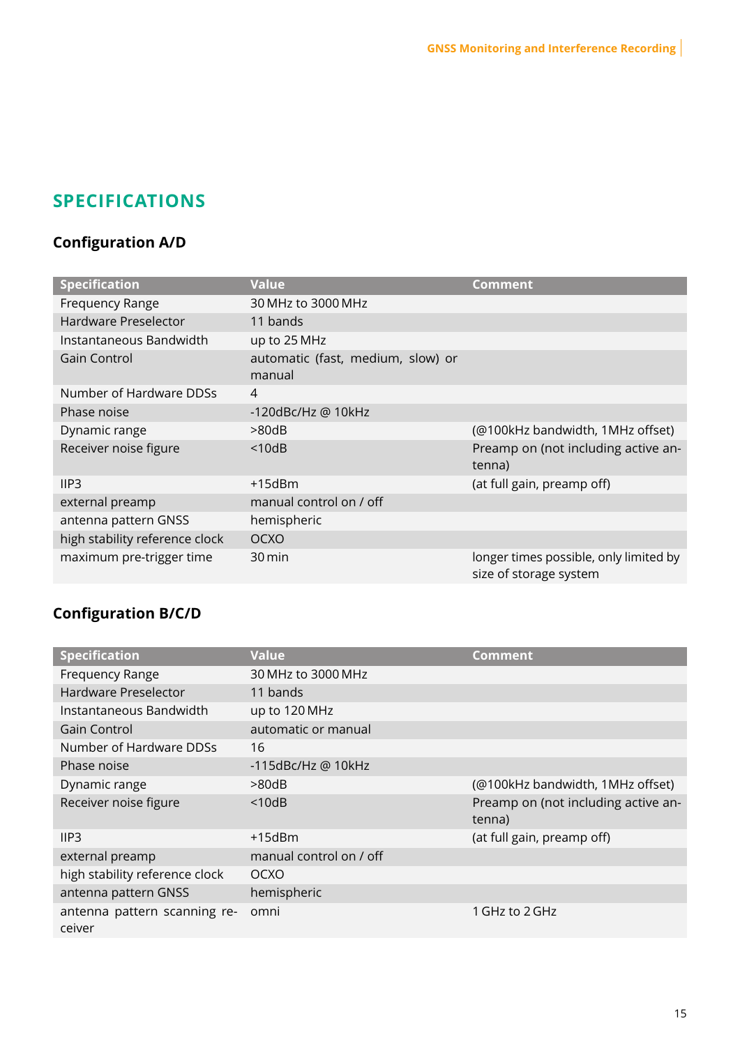# SPECIFICATIONS

## Configuration A/D

| Specification | Value | Comment |
|---|---|---|
| Frequency Range | 30 MHz to 3000 MHz | |
| Hardware Preselector | 11 bands | |
| Instantaneous Bandwidth | up to 25 MHz | |
| Gain Control | automatic (fast, medium, slow) or manual | |
| Number of Hardware DDSs | 4 | |
| Phase noise | -120dBc/Hz @ 10kHz | |
| Dynamic range | >80dB | (@100kHz bandwidth, 1MHz offset) |
| Receiver noise figure | <10dB | Preamp on (not including active antenna) |
| IIP3 | +15dBm | (at full gain, preamp off) |
| external preamp | manual control on / off | |
| antenna pattern GNSS | hemispheric | |
| high stability reference clock | OCXO | |
| maximum pre-trigger time | 30 min | longer times possible, only limited by size of storage system |

## Configuration B/C/D

| Specification | Value | Comment |
|---|---|---|
| Frequency Range | 30 MHz to 3000 MHz | |
| Hardware Preselector | 11 bands | |
| Instantaneous Bandwidth | up to 120 MHz | |
| Gain Control | automatic or manual | |
| Number of Hardware DDSs | 16 | |
| Phase noise | -115dBc/Hz @ 10kHz | |
| Dynamic range | >80dB | (@100kHz bandwidth, 1MHz offset) |
| Receiver noise figure | <10dB | Preamp on (not including active antenna) |
| IIP3 | +15dBm | (at full gain, preamp off) |
| external preamp | manual control on / off | |
| high stability reference clock | OCXO | |
| antenna pattern GNSS | hemispheric | |
| antenna pattern scanning receiver | omni | 1 GHz to 2 GHz |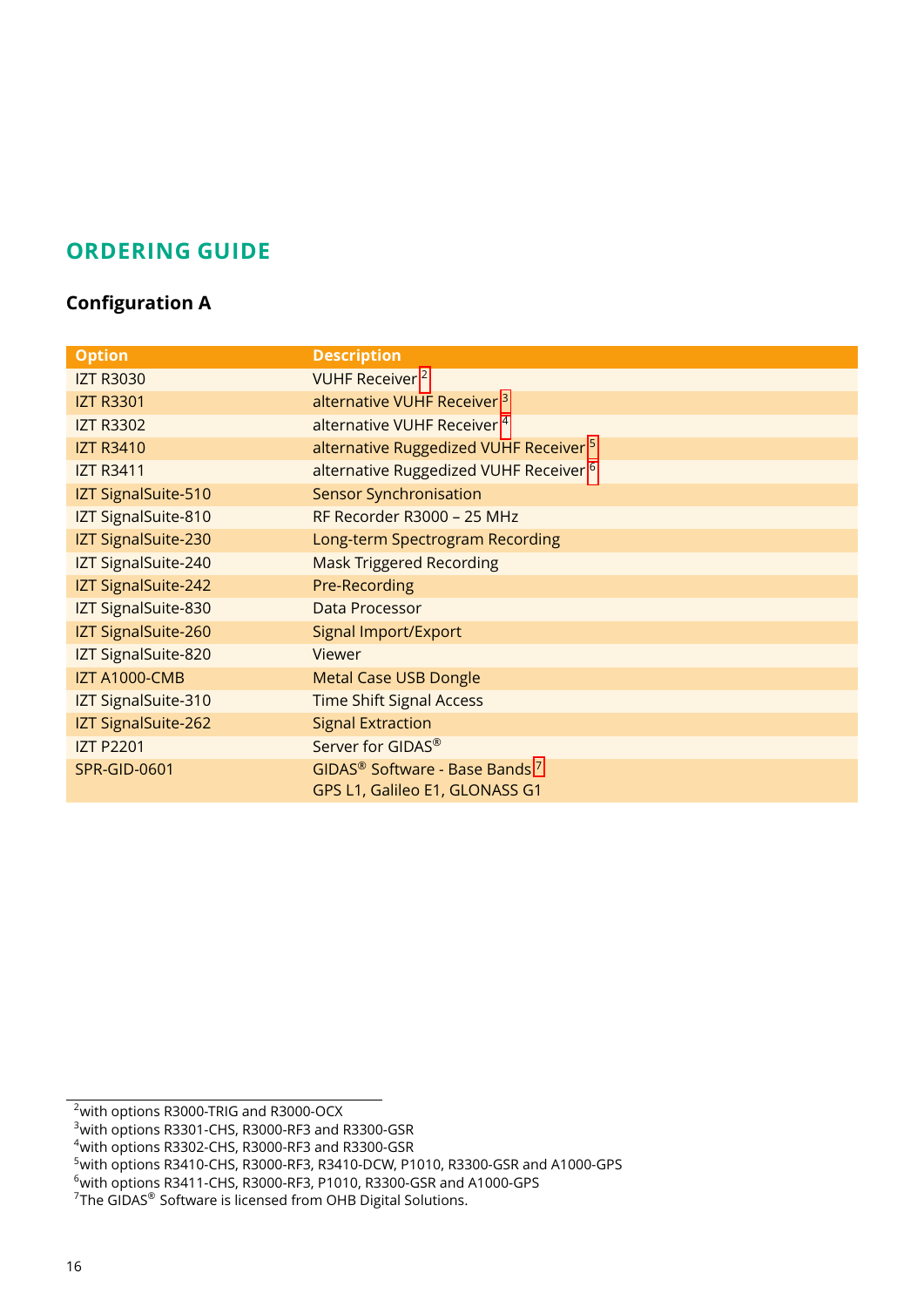## ORDERING GUIDE

### Configuration A

| Option | Description |
|---|---|
| IZT R3030 | VUHF Receiver [2] |
| IZT R3301 | alternative VUHF Receiver [3] |
| IZT R3302 | alternative VUHF Receiver [4] |
| IZT R3410 | alternative Ruggedized VUHF Receiver [5] |
| IZT R3411 | alternative Ruggedized VUHF Receiver [6] |
| IZT SignalSuite-510 | Sensor Synchronisation |
| IZT SignalSuite-810 | RF Recorder R3000 – 25 MHz |
| IZT SignalSuite-230 | Long-term Spectrogram Recording |
| IZT SignalSuite-240 | Mask Triggered Recording |
| IZT SignalSuite-242 | Pre-Recording |
| IZT SignalSuite-830 | Data Processor |
| IZT SignalSuite-260 | Signal Import/Export |
| IZT SignalSuite-820 | Viewer |
| IZT A1000-CMB | Metal Case USB Dongle |
| IZT SignalSuite-310 | Time Shift Signal Access |
| IZT SignalSuite-262 | Signal Extraction |
| IZT P2201 | Server for GIDAS® |
| SPR-GID-0601 | GIDAS® Software - Base Bands [7] GPS L1, Galileo E1, GLONASS G1 |

[2] with options R3000-TRIG and R3000-OCX
[3] with options R3301-CHS, R3000-RF3 and R3300-GSR
[4] with options R3302-CHS, R3000-RF3 and R3300-GSR
[5] with options R3410-CHS, R3000-RF3, R3410-DCW, P1010, R3300-GSR and A1000-GPS
[6] with options R3411-CHS, R3000-RF3, P1010, R3300-GSR and A1000-GPS
[7] The GIDAS® Software is licensed from OHB Digital Solutions.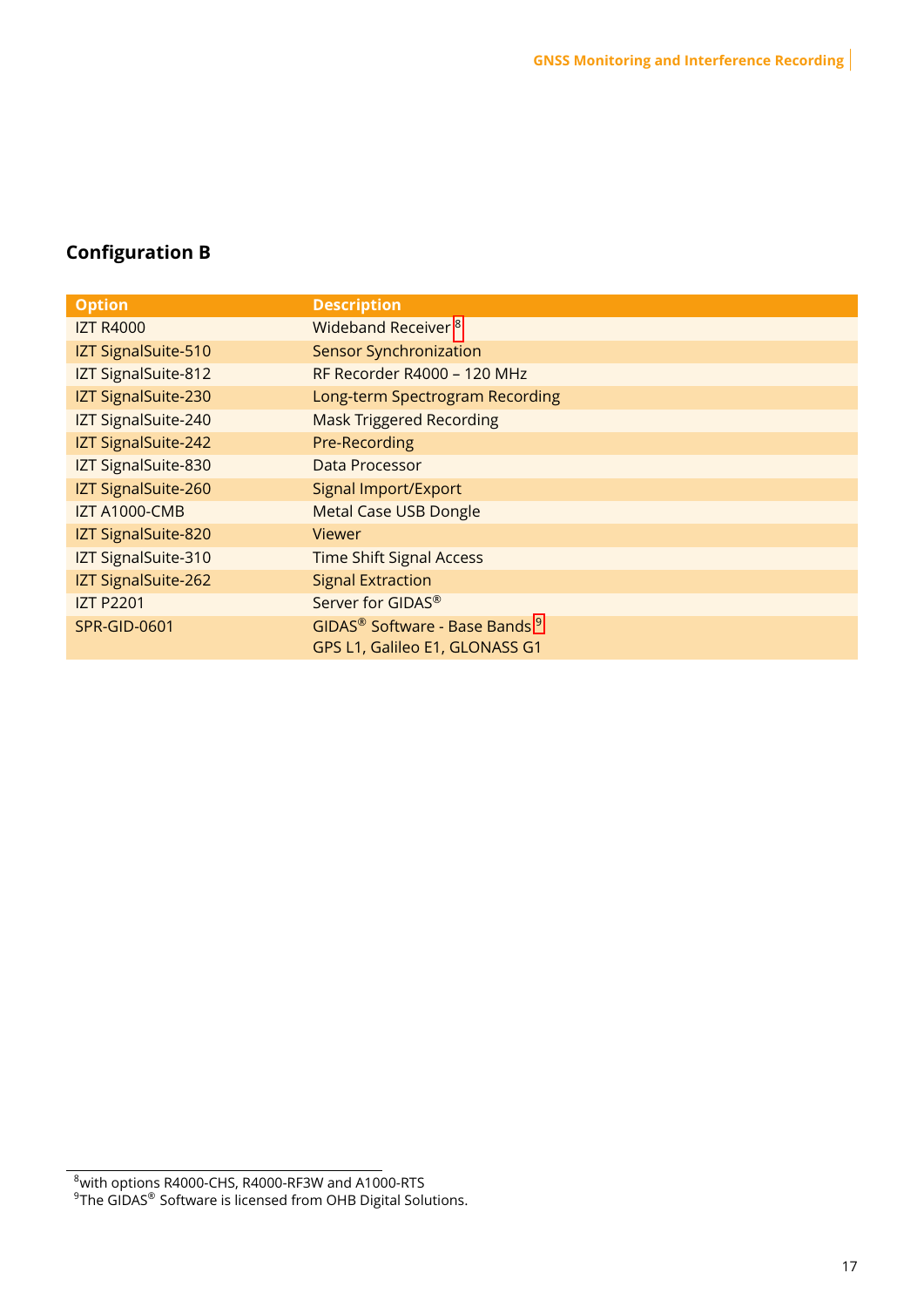## Configuration B

| Option | Description |
|---|---|
| IZT R4000 | Wideband Receiver [8] |
| IZT SignalSuite-510 | Sensor Synchronization |
| IZT SignalSuite-812 | RF Recorder R4000 – 120 MHz |
| IZT SignalSuite-230 | Long-term Spectrogram Recording |
| IZT SignalSuite-240 | Mask Triggered Recording |
| IZT SignalSuite-242 | Pre-Recording |
| IZT SignalSuite-830 | Data Processor |
| IZT SignalSuite-260 | Signal Import/Export |
| IZT A1000-CMB | Metal Case USB Dongle |
| IZT SignalSuite-820 | Viewer |
| IZT SignalSuite-310 | Time Shift Signal Access |
| IZT SignalSuite-262 | Signal Extraction |
| IZT P2201 | Server for GIDAS® |
| SPR-GID-0601 | GIDAS® Software - Base Bands [9] GPS L1, Galileo E1, GLONASS G1 |

[8] with options R4000-CHS, R4000-RF3W and A1000-RTS
[9] The GIDAS® Software is licensed from OHB Digital Solutions.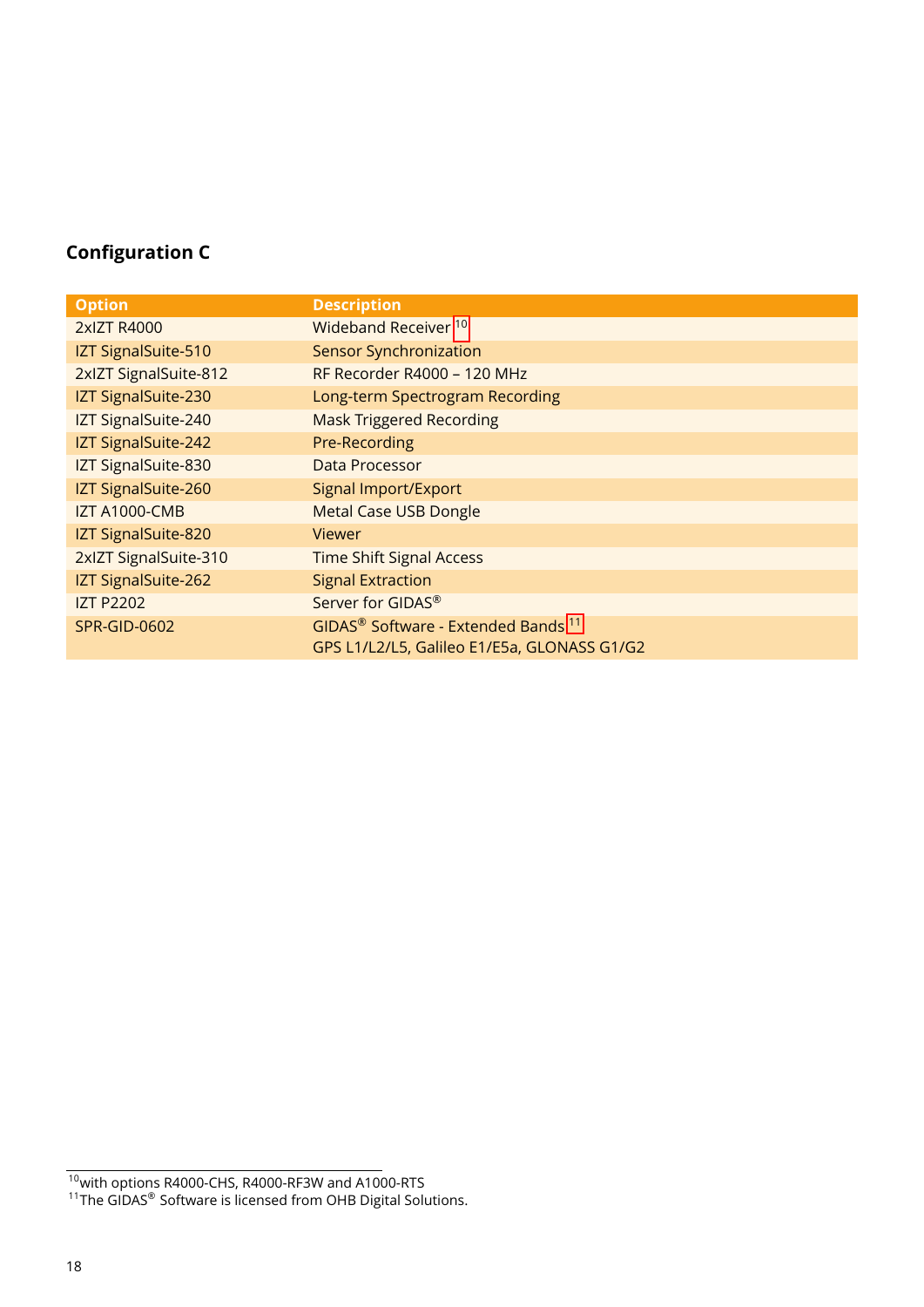### Configuration C

| Option | Description |
|---|---|
| 2xIZT R4000 | Wideband Receiver [10] |
| IZT SignalSuite-510 | Sensor Synchronization |
| 2xIZT SignalSuite-812 | RF Recorder R4000 – 120 MHz |
| IZT SignalSuite-230 | Long-term Spectrogram Recording |
| IZT SignalSuite-240 | Mask Triggered Recording |
| IZT SignalSuite-242 | Pre-Recording |
| IZT SignalSuite-830 | Data Processor |
| IZT SignalSuite-260 | Signal Import/Export |
| IZT A1000-CMB | Metal Case USB Dongle |
| IZT SignalSuite-820 | Viewer |
| 2xIZT SignalSuite-310 | Time Shift Signal Access |
| IZT SignalSuite-262 | Signal Extraction |
| IZT P2202 | Server for GIDAS® |
| SPR-GID-0602 | GIDAS® Software - Extended Bands [11] GPS L1/L2/L5, Galileo E1/E5a, GLONASS G1/G2 |

[10] with options R4000-CHS, R4000-RF3W and A1000-RTS
[11] The GIDAS® Software is licensed from OHB Digital Solutions.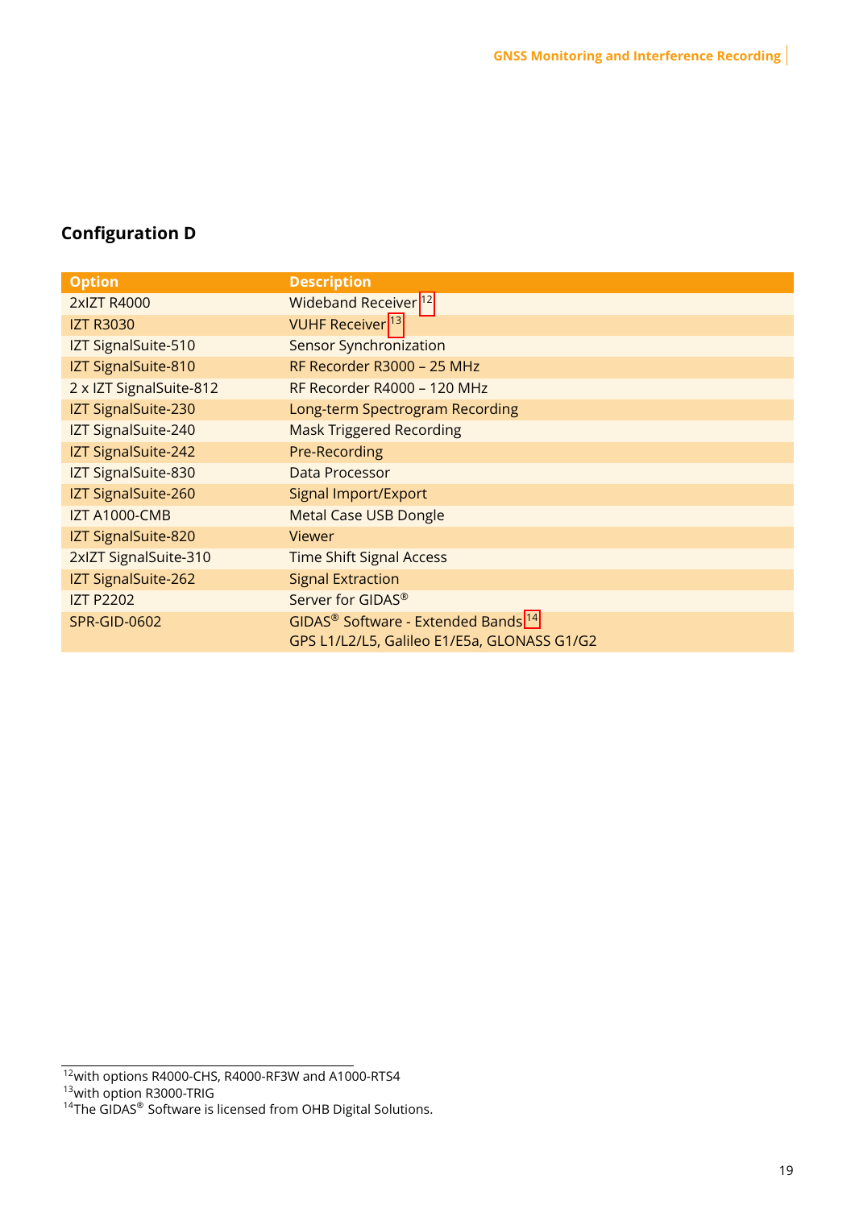## Configuration D

| Option | Description |
| --- | --- |
| 2xIZT R4000 | Wideband Receiver [12] |
| IZT R3030 | VUHF Receiver [13] |
| IZT SignalSuite-510 | Sensor Synchronization |
| IZT SignalSuite-810 | RF Recorder R3000 – 25 MHz |
| 2 x IZT SignalSuite-812 | RF Recorder R4000 – 120 MHz |
| IZT SignalSuite-230 | Long-term Spectrogram Recording |
| IZT SignalSuite-240 | Mask Triggered Recording |
| IZT SignalSuite-242 | Pre-Recording |
| IZT SignalSuite-830 | Data Processor |
| IZT SignalSuite-260 | Signal Import/Export |
| IZT A1000-CMB | Metal Case USB Dongle |
| IZT SignalSuite-820 | Viewer |
| 2xIZT SignalSuite-310 | Time Shift Signal Access |
| IZT SignalSuite-262 | Signal Extraction |
| IZT P2202 | Server for GIDAS® |
| SPR-GID-0602 | GIDAS® Software - Extended Bands [14] GPS L1/L2/L5, Galileo E1/E5a, GLONASS G1/G2 |

[12] with options R4000-CHS, R4000-RF3W and A1000-RTS4
[13] with option R3000-TRIG
[14] The GIDAS® Software is licensed from OHB Digital Solutions.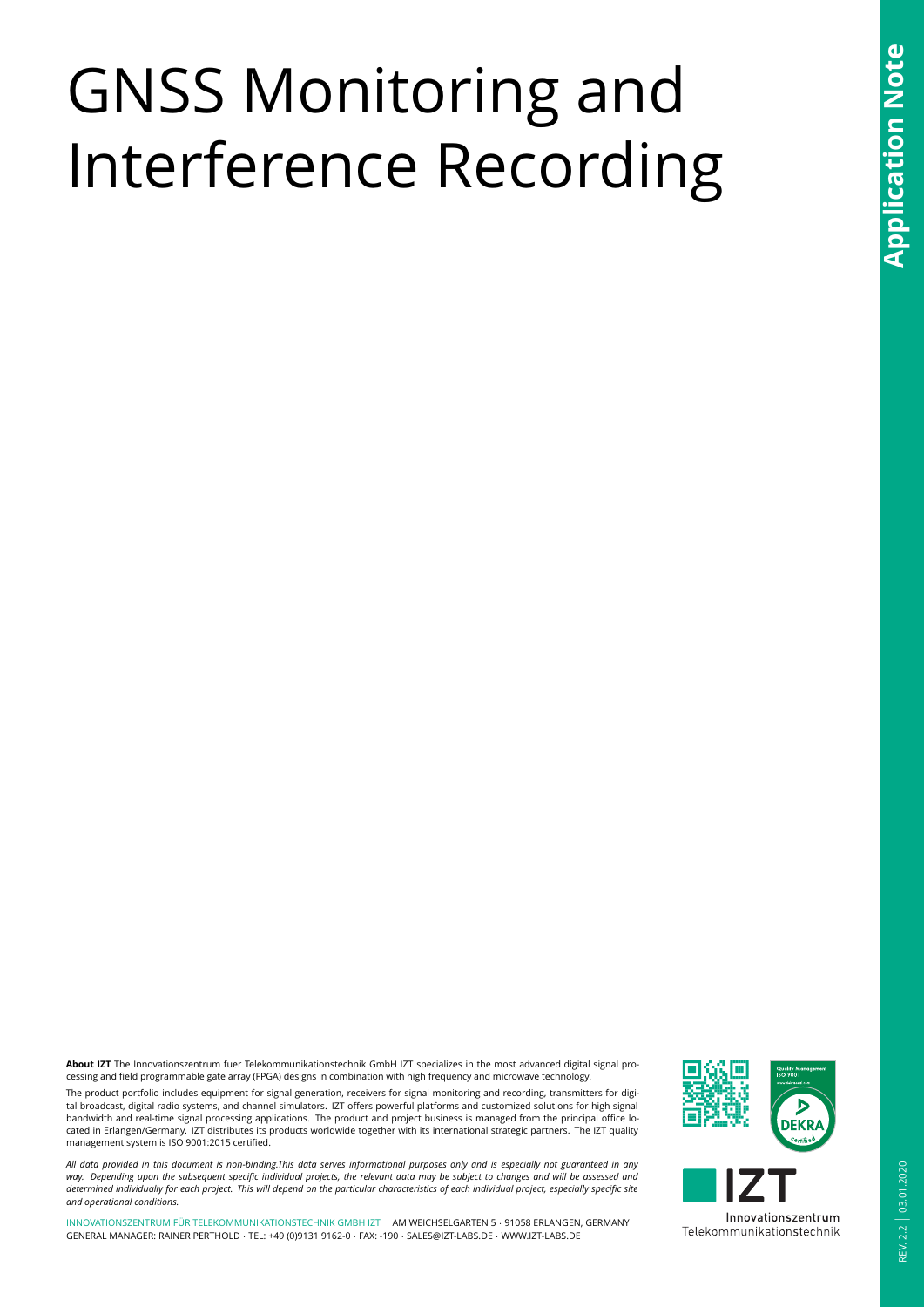# GNSS Monitoring and Interference Recording

**About IZT** The Innovationszentrum fuer Telekommunikationstechnik GmbH IZT specializes in the most advanced digital signal processing and field programmable gate array (FPGA) designs in combination with high frequency and microwave technology.

The product portfolio includes equipment for signal generation, receivers for signal monitoring and recording, transmitters for digital broadcast, digital radio systems, and channel simulators. IZT offers powerful platforms and customized solutions for high signal bandwidth and real-time signal processing applications. The product and project business is managed from the principal office located in Erlangen/Germany. IZT distributes its products worldwide together with its international strategic partners. The IZT quality management system is ISO 9001:2015 certified.

*All data provided in this document is non-binding.This data serves informational purposes only and is especially not guaranteed in any way. Depending upon the subsequent specific individual projects, the relevant data may be subject to changes and will be assessed and determined individually for each project. This will depend on the particular characteristics of each individual project, especially specific site and operational conditions.*

INNOVATIONSZENTRUM FÜR TELEKOMMUNIKATIONSTECHNIK GMBH IZT  AM WEICHSELGARTEN 5 · 91058 ERLANGEN, GERMANY
GENERAL MANAGER: RAINER PERTHOLD · TEL: +49 (0)9131 9162-0 · FAX: -190 · SALES@IZT-LABS.DE · WWW.IZT-LABS.DE

Quality Management ISO 9001
DEKRA certified

IZT
Innovationszentrum
Telekommunikationstechnik

Application Note

REV. 2.2 | 03.01.2020